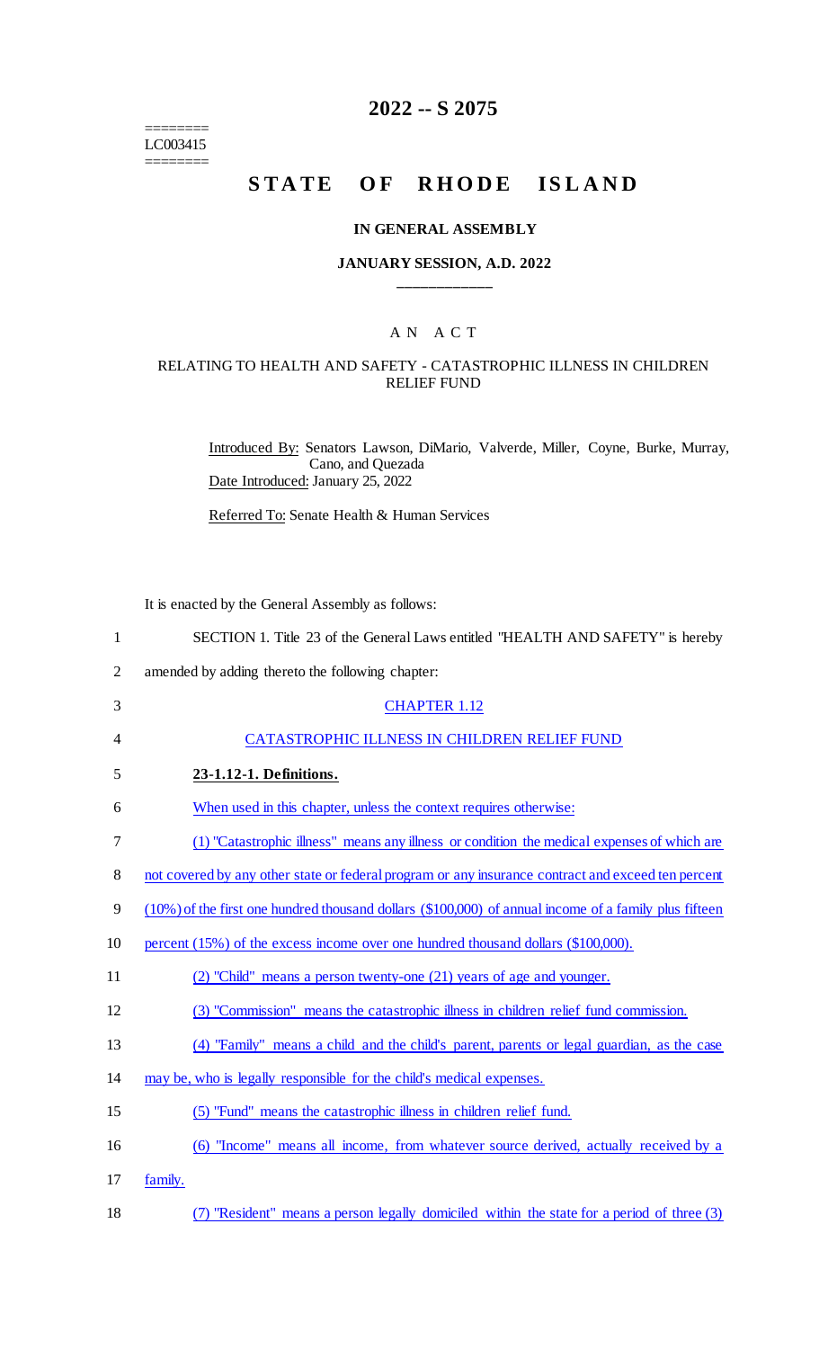========
LC003415
========

# 2022 -- S 2075

## STATE OF RHODE ISLAND

### IN GENERAL ASSEMBLY

### JANUARY SESSION, A.D. 2022

---

A N A C T

RELATING TO HEALTH AND SAFETY - CATASTROPHIC ILLNESS IN CHILDREN RELIEF FUND

Introduced By: Senators Lawson, DiMario, Valverde, Miller, Coyne, Burke, Murray, Cano, and Quezada

Date Introduced: January 25, 2022

Referred To: Senate Health & Human Services

It is enacted by the General Assembly as follows:

1 SECTION 1. Title 23 of the General Laws entitled "HEALTH AND SAFETY" is hereby
2 amended by adding thereto the following chapter:

3 CHAPTER 1.12

4 CATASTROPHIC ILLNESS IN CHILDREN RELIEF FUND

5 **23-1.12-1. Definitions.**

6 When used in this chapter, unless the context requires otherwise:

7 (1) "Catastrophic illness" means any illness or condition the medical expenses of which are
8 not covered by any other state or federal program or any insurance contract and exceed ten percent
9 (10%) of the first one hundred thousand dollars ($100,000) of annual income of a family plus fifteen
10 percent (15%) of the excess income over one hundred thousand dollars ($100,000).

11 (2) "Child" means a person twenty-one (21) years of age and younger.

12 (3) "Commission" means the catastrophic illness in children relief fund commission.

13 (4) "Family" means a child and the child's parent, parents or legal guardian, as the case
14 may be, who is legally responsible for the child's medical expenses.

15 (5) "Fund" means the catastrophic illness in children relief fund.

16 (6) "Income" means all income, from whatever source derived, actually received by a
17 family.

18 (7) "Resident" means a person legally domiciled within the state for a period of three (3)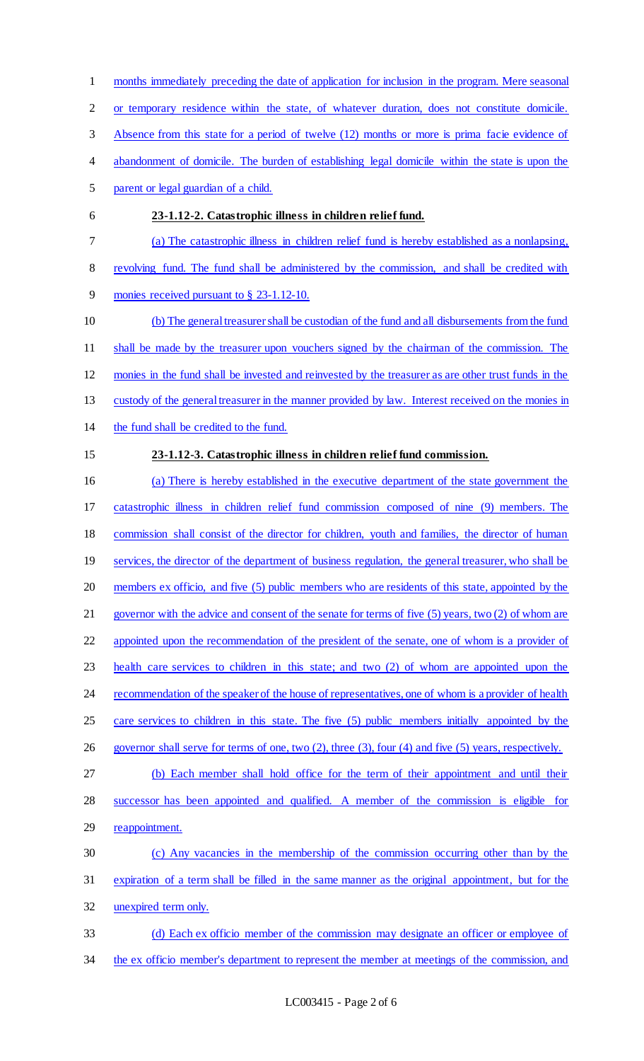months immediately preceding the date of application for inclusion in the program. Mere seasonal or temporary residence within the state, of whatever duration, does not constitute domicile. Absence from this state for a period of twelve (12) months or more is prima facie evidence of abandonment of domicile. The burden of establishing legal domicile within the state is upon the parent or legal guardian of a child.

**23-1.12-2. Catastrophic illness in children relief fund.**

(a) The catastrophic illness in children relief fund is hereby established as a nonlapsing, revolving fund. The fund shall be administered by the commission, and shall be credited with monies received pursuant to § 23-1.12-10.

(b) The general treasurer shall be custodian of the fund and all disbursements from the fund shall be made by the treasurer upon vouchers signed by the chairman of the commission. The monies in the fund shall be invested and reinvested by the treasurer as are other trust funds in the custody of the general treasurer in the manner provided by law. Interest received on the monies in the fund shall be credited to the fund.

**23-1.12-3. Catastrophic illness in children relief fund commission.**

(a) There is hereby established in the executive department of the state government the catastrophic illness in children relief fund commission composed of nine (9) members. The commission shall consist of the director for children, youth and families, the director of human services, the director of the department of business regulation, the general treasurer, who shall be members ex officio, and five (5) public members who are residents of this state, appointed by the governor with the advice and consent of the senate for terms of five (5) years, two (2) of whom are appointed upon the recommendation of the president of the senate, one of whom is a provider of health care services to children in this state; and two (2) of whom are appointed upon the recommendation of the speaker of the house of representatives, one of whom is a provider of health care services to children in this state. The five (5) public members initially appointed by the governor shall serve for terms of one, two (2), three (3), four (4) and five (5) years, respectively.

(b) Each member shall hold office for the term of their appointment and until their successor has been appointed and qualified. A member of the commission is eligible for reappointment.

(c) Any vacancies in the membership of the commission occurring other than by the expiration of a term shall be filled in the same manner as the original appointment, but for the unexpired term only.

(d) Each ex officio member of the commission may designate an officer or employee of the ex officio member's department to represent the member at meetings of the commission, and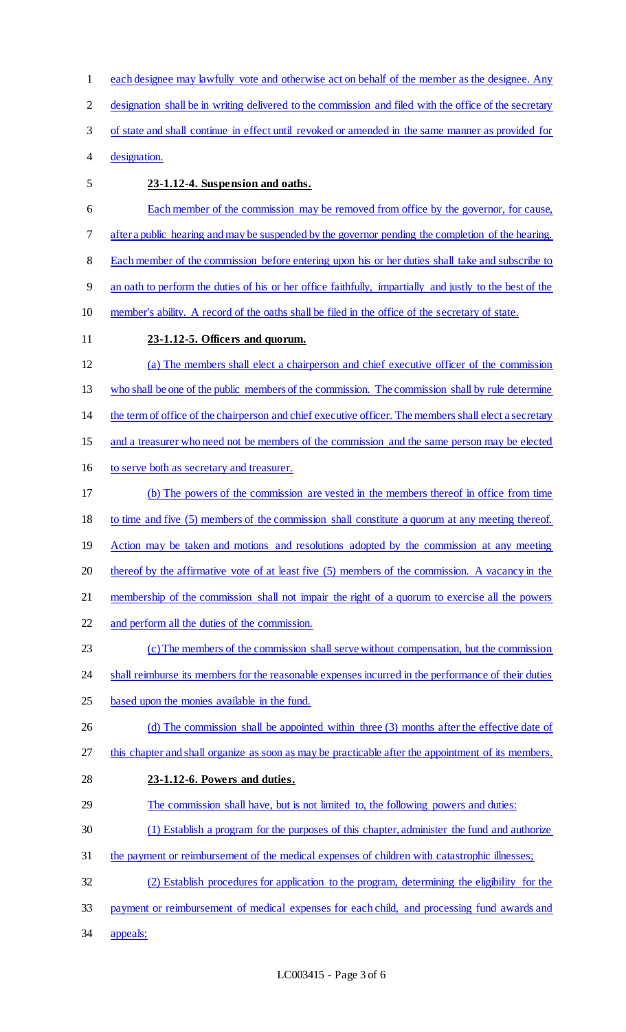each designee may lawfully vote and otherwise act on behalf of the member as the designee. Any designation shall be in writing delivered to the commission and filed with the office of the secretary of state and shall continue in effect until revoked or amended in the same manner as provided for designation.

**23-1.12-4. Suspension and oaths.**

Each member of the commission may be removed from office by the governor, for cause, after a public hearing and may be suspended by the governor pending the completion of the hearing. Each member of the commission before entering upon his or her duties shall take and subscribe to an oath to perform the duties of his or her office faithfully, impartially and justly to the best of the member's ability. A record of the oaths shall be filed in the office of the secretary of state.

**23-1.12-5. Officers and quorum.**

(a) The members shall elect a chairperson and chief executive officer of the commission who shall be one of the public members of the commission. The commission shall by rule determine the term of office of the chairperson and chief executive officer. The members shall elect a secretary and a treasurer who need not be members of the commission and the same person may be elected to serve both as secretary and treasurer.

(b) The powers of the commission are vested in the members thereof in office from time to time and five (5) members of the commission shall constitute a quorum at any meeting thereof. Action may be taken and motions and resolutions adopted by the commission at any meeting thereof by the affirmative vote of at least five (5) members of the commission. A vacancy in the membership of the commission shall not impair the right of a quorum to exercise all the powers and perform all the duties of the commission.

(c) The members of the commission shall serve without compensation, but the commission shall reimburse its members for the reasonable expenses incurred in the performance of their duties based upon the monies available in the fund.

(d) The commission shall be appointed within three (3) months after the effective date of this chapter and shall organize as soon as may be practicable after the appointment of its members.

**23-1.12-6. Powers and duties.**

The commission shall have, but is not limited to, the following powers and duties:

(1) Establish a program for the purposes of this chapter, administer the fund and authorize the payment or reimbursement of the medical expenses of children with catastrophic illnesses;

(2) Establish procedures for application to the program, determining the eligibility for the payment or reimbursement of medical expenses for each child, and processing fund awards and appeals;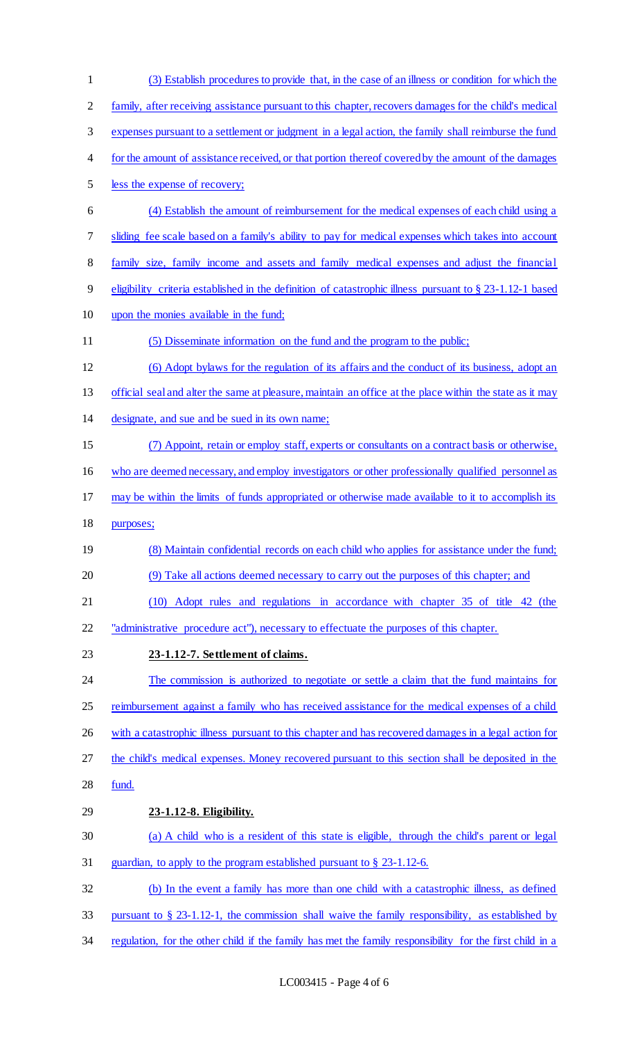(3) Establish procedures to provide that, in the case of an illness or condition for which the family, after receiving assistance pursuant to this chapter, recovers damages for the child's medical expenses pursuant to a settlement or judgment in a legal action, the family shall reimburse the fund for the amount of assistance received, or that portion thereof covered by the amount of the damages less the expense of recovery;

(4) Establish the amount of reimbursement for the medical expenses of each child using a sliding fee scale based on a family's ability to pay for medical expenses which takes into account family size, family income and assets and family medical expenses and adjust the financial eligibility criteria established in the definition of catastrophic illness pursuant to § 23-1.12-1 based upon the monies available in the fund;

(5) Disseminate information on the fund and the program to the public;

(6) Adopt bylaws for the regulation of its affairs and the conduct of its business, adopt an official seal and alter the same at pleasure, maintain an office at the place within the state as it may designate, and sue and be sued in its own name;

(7) Appoint, retain or employ staff, experts or consultants on a contract basis or otherwise, who are deemed necessary, and employ investigators or other professionally qualified personnel as may be within the limits of funds appropriated or otherwise made available to it to accomplish its purposes;

(8) Maintain confidential records on each child who applies for assistance under the fund;

(9) Take all actions deemed necessary to carry out the purposes of this chapter; and

(10) Adopt rules and regulations in accordance with chapter 35 of title 42 (the "administrative procedure act"), necessary to effectuate the purposes of this chapter.

**23-1.12-7. Settlement of claims.**

The commission is authorized to negotiate or settle a claim that the fund maintains for reimbursement against a family who has received assistance for the medical expenses of a child with a catastrophic illness pursuant to this chapter and has recovered damages in a legal action for the child's medical expenses. Money recovered pursuant to this section shall be deposited in the fund.

**23-1.12-8. Eligibility.**

(a) A child who is a resident of this state is eligible, through the child's parent or legal guardian, to apply to the program established pursuant to § 23-1.12-6.

(b) In the event a family has more than one child with a catastrophic illness, as defined pursuant to § 23-1.12-1, the commission shall waive the family responsibility, as established by regulation, for the other child if the family has met the family responsibility for the first child in a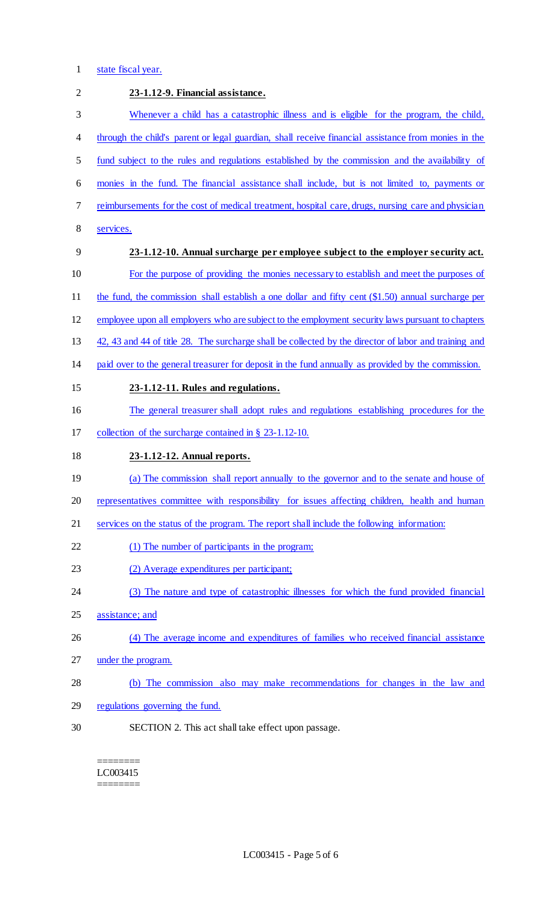state fiscal year.

**23-1.12-9. Financial assistance.**

Whenever a child has a catastrophic illness and is eligible for the program, the child, through the child's parent or legal guardian, shall receive financial assistance from monies in the fund subject to the rules and regulations established by the commission and the availability of monies in the fund. The financial assistance shall include, but is not limited to, payments or reimbursements for the cost of medical treatment, hospital care, drugs, nursing care and physician services.

**23-1.12-10. Annual surcharge per employee subject to the employer security act.**

For the purpose of providing the monies necessary to establish and meet the purposes of the fund, the commission shall establish a one dollar and fifty cent ($1.50) annual surcharge per employee upon all employers who are subject to the employment security laws pursuant to chapters 42, 43 and 44 of title 28. The surcharge shall be collected by the director of labor and training and paid over to the general treasurer for deposit in the fund annually as provided by the commission.

**23-1.12-11. Rules and regulations.**

The general treasurer shall adopt rules and regulations establishing procedures for the collection of the surcharge contained in § 23-1.12-10.

**23-1.12-12. Annual reports.**

(a) The commission shall report annually to the governor and to the senate and house of representatives committee with responsibility for issues affecting children, health and human services on the status of the program. The report shall include the following information:

(1) The number of participants in the program;

(2) Average expenditures per participant;

(3) The nature and type of catastrophic illnesses for which the fund provided financial assistance; and

(4) The average income and expenditures of families who received financial assistance under the program.

(b) The commission also may make recommendations for changes in the law and regulations governing the fund.

SECTION 2. This act shall take effect upon passage.

========
LC003415
========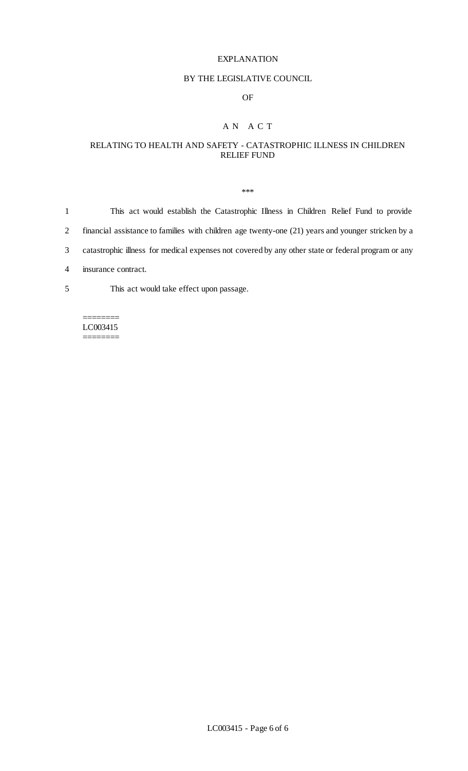EXPLANATION

BY THE LEGISLATIVE COUNCIL

OF

# A N A C T

## RELATING TO HEALTH AND SAFETY - CATASTROPHIC ILLNESS IN CHILDREN RELIEF FUND

\*\*\*

This act would establish the Catastrophic Illness in Children Relief Fund to provide financial assistance to families with children age twenty-one (21) years and younger stricken by a catastrophic illness for medical expenses not covered by any other state or federal program or any insurance contract.

This act would take effect upon passage.

========
LC003415
========